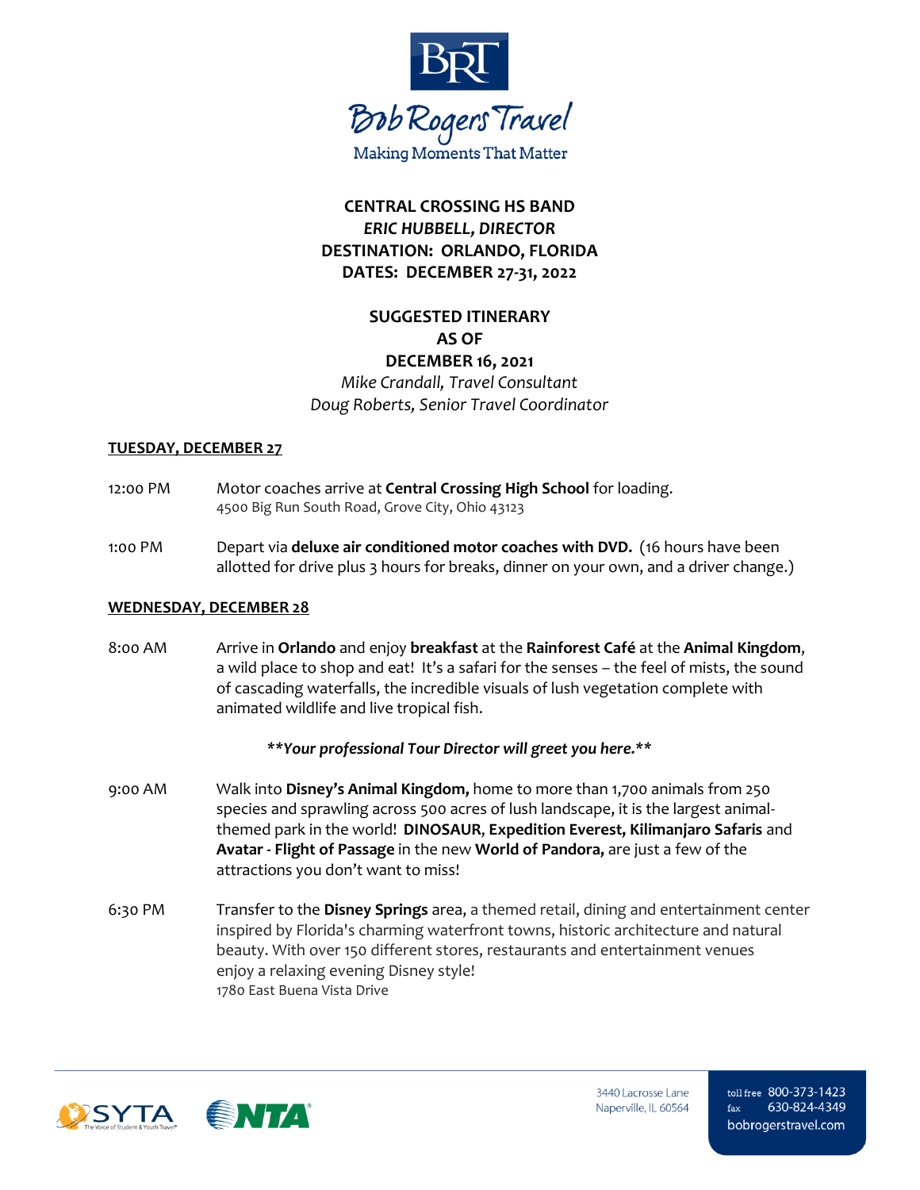**BRT**

**Bob Rogers Travel**

Making Moments That Matter

**CENTRAL CROSSING HS BAND**
***ERIC HUBBELL, DIRECTOR***
**DESTINATION: ORLANDO, FLORIDA**
**DATES: DECEMBER 27-31, 2022**

**SUGGESTED ITINERARY**
**AS OF**
**DECEMBER 16, 2021**
*Mike Crandall, Travel Consultant*
*Doug Roberts, Senior Travel Coordinator*

## TUESDAY, DECEMBER 27

12:00 PM — Motor coaches arrive at **Central Crossing High School** for loading.
4500 Big Run South Road, Grove City, Ohio 43123

1:00 PM — Depart via **deluxe air conditioned motor coaches with DVD.** (16 hours have been allotted for drive plus 3 hours for breaks, dinner on your own, and a driver change.)

## WEDNESDAY, DECEMBER 28

8:00 AM — Arrive in **Orlando** and enjoy **breakfast** at the **Rainforest Café** at the **Animal Kingdom**, a wild place to shop and eat! It's a safari for the senses – the feel of mists, the sound of cascading waterfalls, the incredible visuals of lush vegetation complete with animated wildlife and live tropical fish.

***\*\*Your professional Tour Director will greet you here.\*\****

9:00 AM — Walk into **Disney's Animal Kingdom,** home to more than 1,700 animals from 250 species and sprawling across 500 acres of lush landscape, it is the largest animal-themed park in the world! **DINOSAUR**, **Expedition Everest, Kilimanjaro Safaris** and **Avatar - Flight of Passage** in the new **World of Pandora,** are just a few of the attractions you don't want to miss!

6:30 PM — Transfer to the **Disney Springs** area, a themed retail, dining and entertainment center inspired by Florida's charming waterfront towns, historic architecture and natural beauty. With over 150 different stores, restaurants and entertainment venues enjoy a relaxing evening Disney style!
1780 East Buena Vista Drive

SYTA The Voice of Student & Youth Travel | NTA

3440 Lacrosse Lane
Naperville, IL 60564

toll free 800-373-1423
fax 630-824-4349
bobrogerstravel.com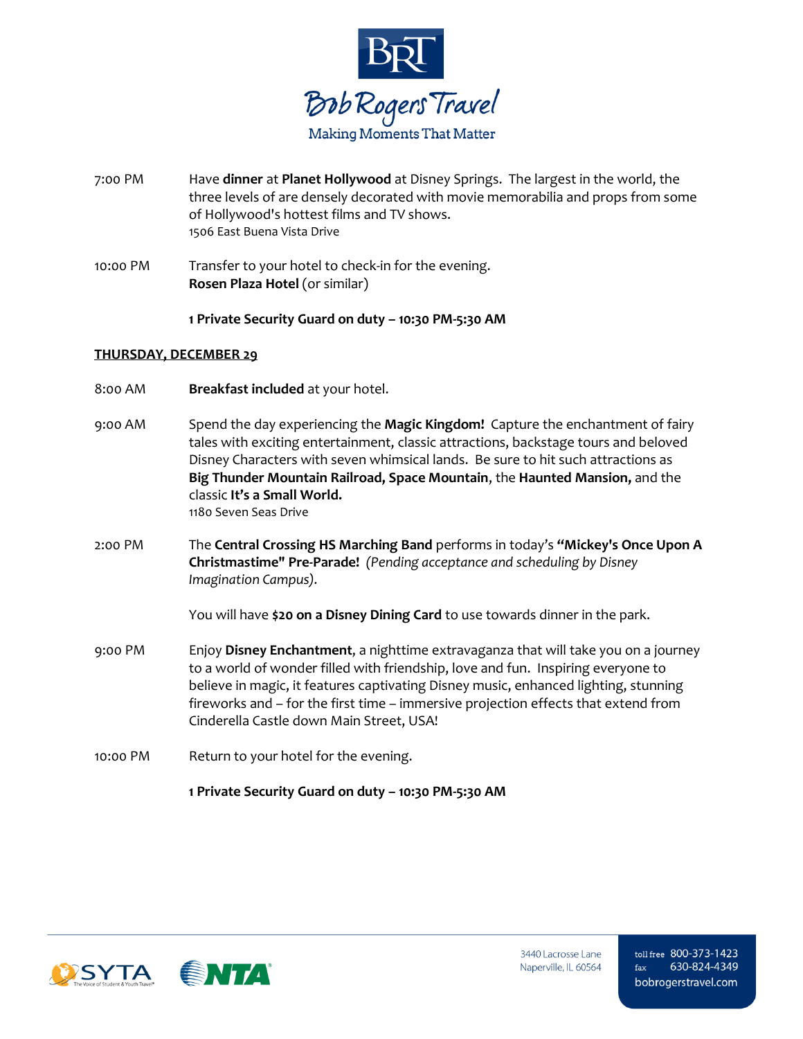7:00 PM Have **dinner** at **Planet Hollywood** at Disney Springs. The largest in the world, the three levels of are densely decorated with movie memorabilia and props from some of Hollywood's hottest films and TV shows.
1506 East Buena Vista Drive

10:00 PM Transfer to your hotel to check-in for the evening.
**Rosen Plaza Hotel** (or similar)

**1 Private Security Guard on duty – 10:30 PM-5:30 AM**

**THURSDAY, DECEMBER 29**

8:00 AM **Breakfast included** at your hotel.

9:00 AM Spend the day experiencing the **Magic Kingdom!** Capture the enchantment of fairy tales with exciting entertainment, classic attractions, backstage tours and beloved Disney Characters with seven whimsical lands. Be sure to hit such attractions as **Big Thunder Mountain Railroad, Space Mountain**, the **Haunted Mansion,** and the classic **It's a Small World.**
1180 Seven Seas Drive

2:00 PM The **Central Crossing HS Marching Band** performs in today's **"Mickey's Once Upon A Christmastime" Pre-Parade!** *(Pending acceptance and scheduling by Disney Imagination Campus).*

You will have **$20 on a Disney Dining Card** to use towards dinner in the park.

9:00 PM Enjoy **Disney Enchantment**, a nighttime extravaganza that will take you on a journey to a world of wonder filled with friendship, love and fun. Inspiring everyone to believe in magic, it features captivating Disney music, enhanced lighting, stunning fireworks and – for the first time – immersive projection effects that extend from Cinderella Castle down Main Street, USA!

10:00 PM Return to your hotel for the evening.

**1 Private Security Guard on duty – 10:30 PM-5:30 AM**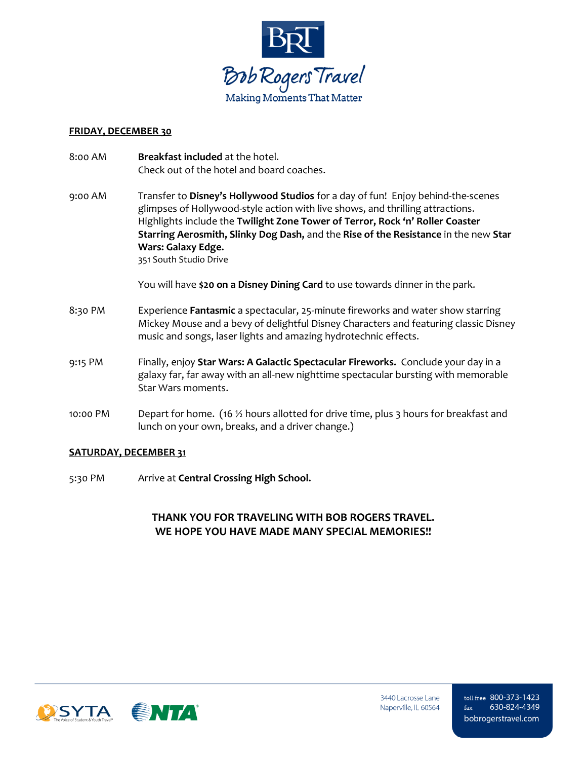**FRIDAY, DECEMBER 30**

8:00 AM **Breakfast included** at the hotel.
Check out of the hotel and board coaches.

9:00 AM Transfer to **Disney's Hollywood Studios** for a day of fun! Enjoy behind-the-scenes glimpses of Hollywood-style action with live shows, and thrilling attractions. Highlights include the **Twilight Zone Tower of Terror, Rock 'n' Roller Coaster Starring Aerosmith, Slinky Dog Dash,** and the **Rise of the Resistance** in the new **Star Wars: Galaxy Edge.**
351 South Studio Drive

You will have **$20 on a Disney Dining Card** to use towards dinner in the park.

8:30 PM Experience **Fantasmic** a spectacular, 25-minute fireworks and water show starring Mickey Mouse and a bevy of delightful Disney Characters and featuring classic Disney music and songs, laser lights and amazing hydrotechnic effects.

9:15 PM Finally, enjoy **Star Wars: A Galactic Spectacular Fireworks.** Conclude your day in a galaxy far, far away with an all-new nighttime spectacular bursting with memorable Star Wars moments.

10:00 PM Depart for home. (16 ½ hours allotted for drive time, plus 3 hours for breakfast and lunch on your own, breaks, and a driver change.)

**SATURDAY, DECEMBER 31**

5:30 PM Arrive at **Central Crossing High School.**

**THANK YOU FOR TRAVELING WITH BOB ROGERS TRAVEL.**
**WE HOPE YOU HAVE MADE MANY SPECIAL MEMORIES!!**